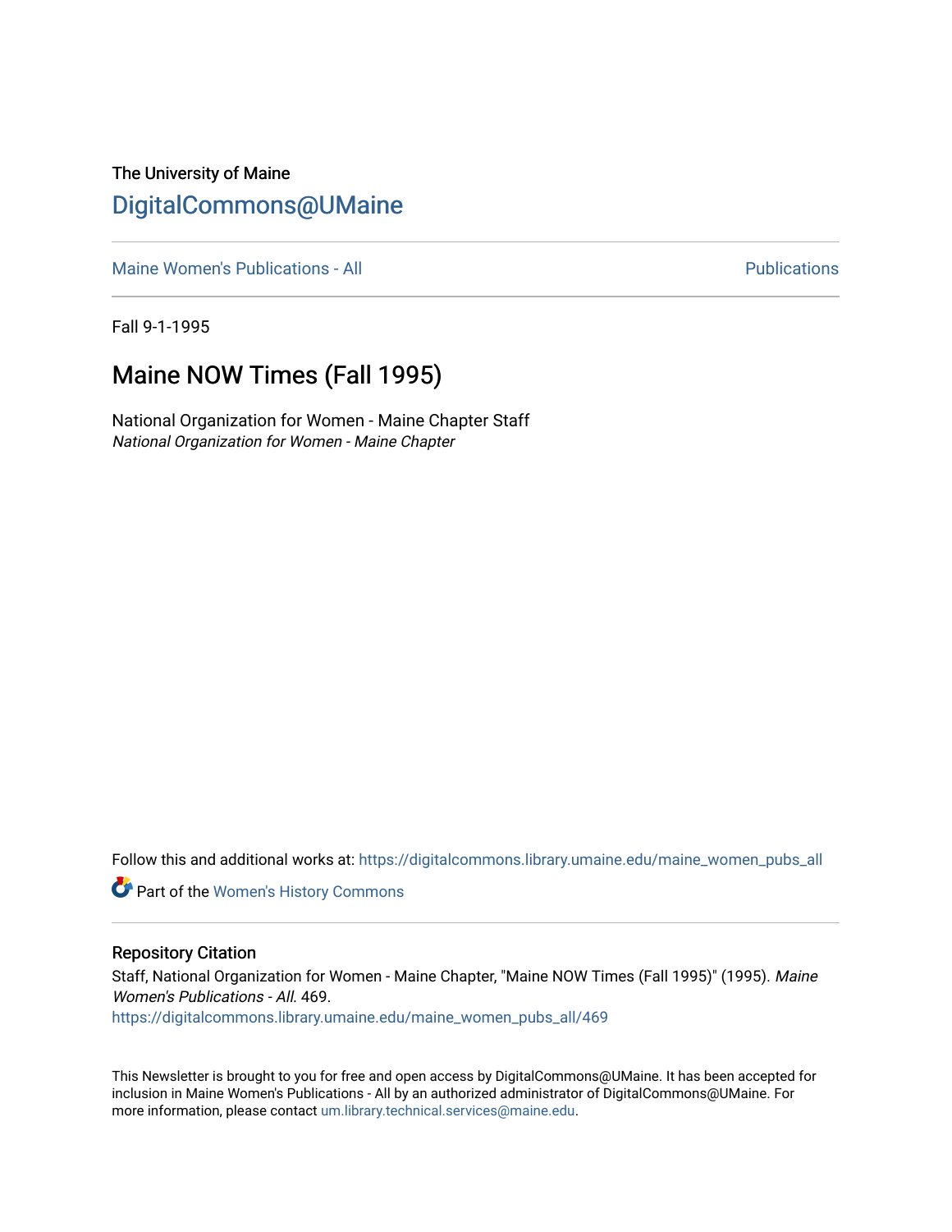The University of Maine

# DigitalCommons@UMaine

Maine Women's Publications - All | Publications

Fall 9-1-1995

## Maine NOW Times (Fall 1995)

National Organization for Women - Maine Chapter Staff
*National Organization for Women - Maine Chapter*

Follow this and additional works at: https://digitalcommons.library.umaine.edu/maine_women_pubs_all

Part of the Women's History Commons

### Repository Citation

Staff, National Organization for Women - Maine Chapter, "Maine NOW Times (Fall 1995)" (1995). *Maine Women's Publications - All*. 469.
https://digitalcommons.library.umaine.edu/maine_women_pubs_all/469

This Newsletter is brought to you for free and open access by DigitalCommons@UMaine. It has been accepted for inclusion in Maine Women's Publications - All by an authorized administrator of DigitalCommons@UMaine. For more information, please contact um.library.technical.services@maine.edu.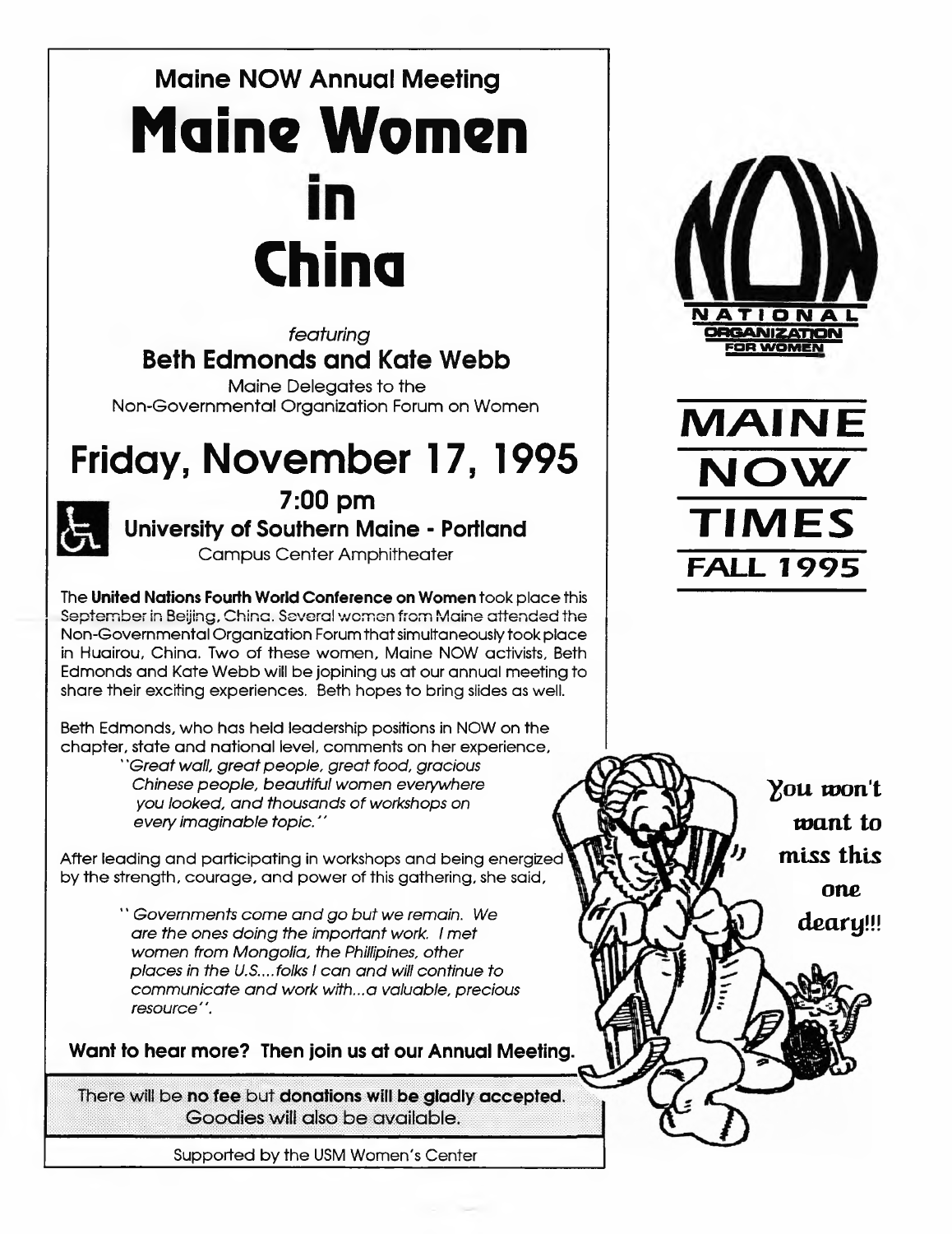## Maine NOW Annual Meeting

# Maine Women in China

*featuring*

**Beth Edmonds and Kate Webb**

Maine Delegates to the Non-Governmental Organization Forum on Women

## Friday, November 17, 1995

**7:00 pm**

**University of Southern Maine - Portland**

Campus Center Amphitheater

The **United Nations Fourth World Conference on Women** took place this September in Beijing, China. Several women from Maine attended the Non-Governmental Organization Forum that simultaneously took place in Huairou, China. Two of these women, Maine NOW activists, Beth Edmonds and Kate Webb will be jopining us at our annual meeting to share their exciting experiences. Beth hopes to bring slides as well.

Beth Edmonds, who has held leadership positions in NOW on the chapter, state and national level, comments on her experience,

> *"Great wall, great people, great food, gracious Chinese people, beautiful women everywhere you looked, and thousands of workshops on every imaginable topic."*

After leading and participating in workshops and being energized by the strength, courage, and power of this gathering, she said,

> *"Governments come and go but we remain. We are the ones doing the important work. I met women from Mongolia, the Phillipines, other places in the U.S....folks I can and will continue to communicate and work with...a valuable, precious resource".*

**Want to hear more? Then join us at our Annual Meeting.**

There will be **no fee** but **donations will be gladly accepted**. Goodies will also be available.

Supported by the USM Women's Center

NOW NATIONAL ORGANIZATION FOR WOMEN

**MAINE NOW TIMES FALL 1995**

You won't want to miss this one deary!!!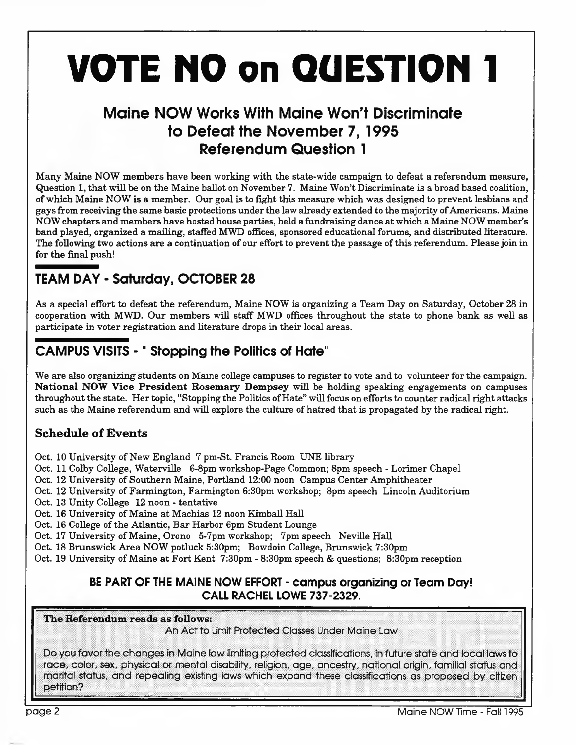# VOTE NO on QUESTION 1

## Maine NOW Works With Maine Won't Discriminate to Defeat the November 7, 1995 Referendum Question 1

Many Maine NOW members have been working with the state-wide campaign to defeat a referendum measure, Question 1, that will be on the Maine ballot on November 7. Maine Won't Discriminate is a broad based coalition, of which Maine NOW is a member. Our goal is to fight this measure which was designed to prevent lesbians and gays from receiving the same basic protections under the law already extended to the majority of Americans. Maine NOW chapters and members have hosted house parties, held a fundraising dance at which a Maine NOW member's band played, organized a mailing, staffed MWD offices, sponsored educational forums, and distributed literature. The following two actions are a continuation of our effort to prevent the passage of this referendum. Please join in for the final push!

## TEAM DAY - Saturday, OCTOBER 28

As a special effort to defeat the referendum, Maine NOW is organizing a Team Day on Saturday, October 28 in cooperation with MWD. Our members will staff MWD offices throughout the state to phone bank as well as participate in voter registration and literature drops in their local areas.

## CAMPUS VISITS - " Stopping the Politics of Hate"

We are also organizing students on Maine college campuses to register to vote and to volunteer for the campaign. **National NOW Vice President Rosemary Dempsey** will be holding speaking engagements on campuses throughout the state. Her topic, "Stopping the Politics of Hate" will focus on efforts to counter radical right attacks such as the Maine referendum and will explore the culture of hatred that is propagated by the radical right.

### Schedule of Events

Oct. 10 University of New England 7 pm-St. Francis Room UNE library
Oct. 11 Colby College, Waterville 6-8pm workshop-Page Common; 8pm speech - Lorimer Chapel
Oct. 12 University of Southern Maine, Portland 12:00 noon Campus Center Amphitheater
Oct. 12 University of Farmington, Farmington 6:30pm workshop; 8pm speech Lincoln Auditorium
Oct. 13 Unity College 12 noon - tentative
Oct. 16 University of Maine at Machias 12 noon Kimball Hall
Oct. 16 College of the Atlantic, Bar Harbor 6pm Student Lounge
Oct. 17 University of Maine, Orono 5-7pm workshop; 7pm speech Neville Hall
Oct. 18 Brunswick Area NOW potluck 5:30pm; Bowdoin College, Brunswick 7:30pm
Oct. 19 University of Maine at Fort Kent 7:30pm - 8:30pm speech & questions; 8:30pm reception

**BE PART OF THE MAINE NOW EFFORT - campus organizing or Team Day!**
**CALL RACHEL LOWE 737-2329.**

**The Referendum reads as follows:**

An Act to Limit Protected Classes Under Maine Law

Do you favor the changes in Maine law limiting protected classifications, in future state and local laws to race, color, sex, physical or mental disability, religion, age, ancestry, national origin, familial status and marital status, and repealing existing laws which expand these classifications as proposed by citizen petition?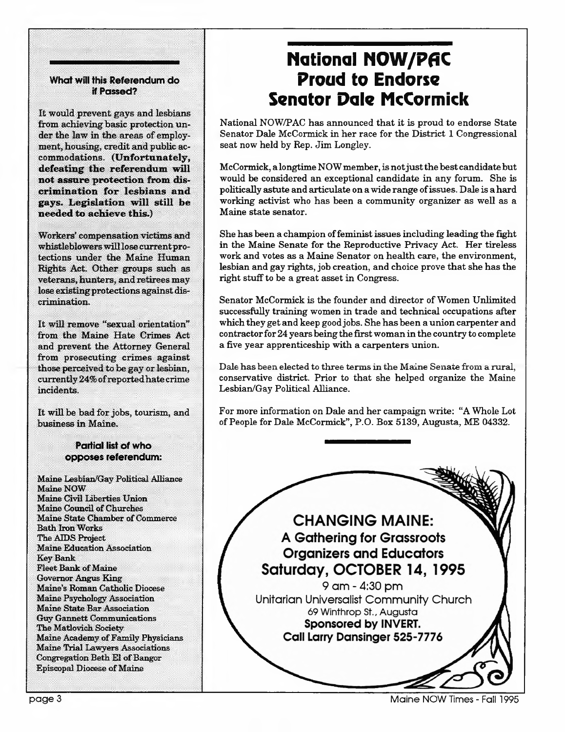### What will this Referendum do if Passed?

It would prevent gays and lesbians from achieving basic protection under the law in the areas of employment, housing, credit and public accommodations. **(Unfortunately, defeating the referendum will not assure protection from discrimination for lesbians and gays. Legislation will still be needed to achieve this.)**

Workers' compensation victims and whistleblowers will lose current protections under the Maine Human Rights Act. Other groups such as veterans, hunters, and retirees may lose existing protections against discrimination.

It will remove "sexual orientation" from the Maine Hate Crimes Act and prevent the Attorney General from prosecuting crimes against those perceived to be gay or lesbian, currently 24% of reported hate crime incidents.

It will be bad for jobs, tourism, and business in Maine.

### Partial list of who opposes referendum:

Maine Lesbian/Gay Political Alliance
Maine NOW
Maine Civil Liberties Union
Maine Council of Churches
Maine State Chamber of Commerce
Bath Iron Works
The AIDS Project
Maine Education Association
Key Bank
Fleet Bank of Maine
Governor Angus King
Maine's Roman Catholic Diocese
Maine Psychology Association
Maine State Bar Association
Guy Gannett Communications
The Matlovich Society
Maine Academy of Family Physicians
Maine Trial Lawyers Associations
Congregation Beth El of Bangor
Episcopal Diocese of Maine

# National NOW/PAC Proud to Endorse Senator Dale McCormick

National NOW/PAC has announced that it is proud to endorse State Senator Dale McCormick in her race for the District 1 Congressional seat now held by Rep. Jim Longley.

McCormick, a longtime NOW member, is not just the best candidate but would be considered an exceptional candidate in any forum. She is politically astute and articulate on a wide range of issues. Dale is a hard working activist who has been a community organizer as well as a Maine state senator.

She has been a champion of feminist issues including leading the fight in the Maine Senate for the Reproductive Privacy Act. Her tireless work and votes as a Maine Senator on health care, the environment, lesbian and gay rights, job creation, and choice prove that she has the right stuff to be a great asset in Congress.

Senator McCormick is the founder and director of Women Unlimited successfully training women in trade and technical occupations after which they get and keep good jobs. She has been a union carpenter and contractor for 24 years being the first woman in the country to complete a five year apprenticeship with a carpenters union.

Dale has been elected to three terms in the Maine Senate from a rural, conservative district. Prior to that she helped organize the Maine Lesbian/Gay Political Alliance.

For more information on Dale and her campaign write: "A Whole Lot of People for Dale McCormick", P.O. Box 5139, Augusta, ME 04332.

## CHANGING MAINE:
### A Gathering for Grassroots Organizers and Educators
### Saturday, OCTOBER 14, 1995

9 am - 4:30 pm
Unitarian Universalist Community Church
69 Winthrop St., Augusta
**Sponsored by INVERT.**
**Call Larry Dansinger 525-7776**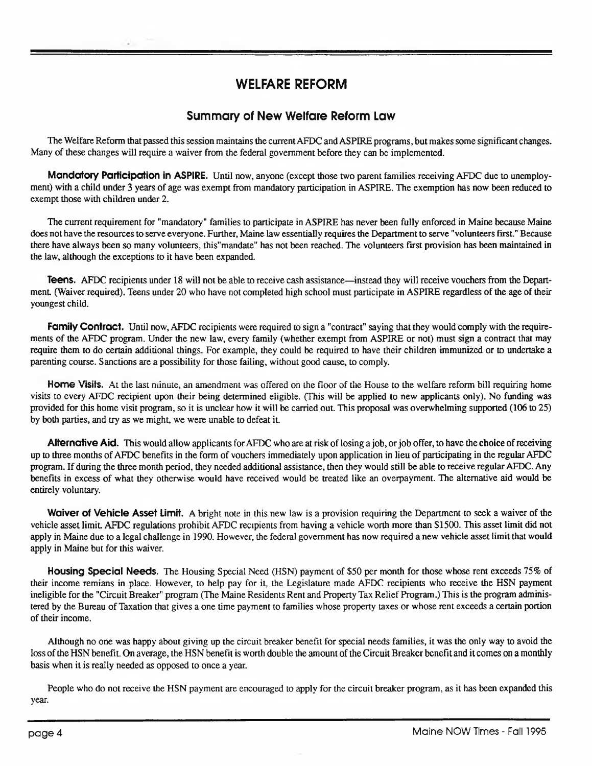# WELFARE REFORM

## Summary of New Welfare Reform Law

The Welfare Reform that passed this session maintains the current AFDC and ASPIRE programs, but makes some significant changes. Many of these changes will require a waiver from the federal government before they can be implemented.

**Mandatory Participation in ASPIRE.** Until now, anyone (except those two parent families receiving AFDC due to unemployment) with a child under 3 years of age was exempt from mandatory participation in ASPIRE. The exemption has now been reduced to exempt those with children under 2.

The current requirement for "mandatory" families to participate in ASPIRE has never been fully enforced in Maine because Maine does not have the resources to serve everyone. Further, Maine law essentially requires the Department to serve "volunteers first." Because there have always been so many volunteers, this"mandate" has not been reached. The volunteers first provision has been maintained in the law, although the exceptions to it have been expanded.

**Teens.** AFDC recipients under 18 will not be able to receive cash assistance—instead they will receive vouchers from the Department. (Waiver required). Teens under 20 who have not completed high school must participate in ASPIRE regardless of the age of their youngest child.

**Family Contract.** Until now, AFDC recipients were required to sign a "contract" saying that they would comply with the requirements of the AFDC program. Under the new law, every family (whether exempt from ASPIRE or not) must sign a contract that may require them to do certain additional things. For example, they could be required to have their children immunized or to undertake a parenting course. Sanctions are a possibility for those failing, without good cause, to comply.

**Home Visits.** At the last minute, an amendment was offered on the floor of the House to the welfare reform bill requiring home visits to every AFDC recipient upon their being determined eligible. (This will be applied to new applicants only). No funding was provided for this home visit program, so it is unclear how it will be carried out. This proposal was overwhelming supported (106 to 25) by both parties, and try as we might, we were unable to defeat it.

**Alternative Aid.** This would allow applicants for AFDC who are at risk of losing a job, or job offer, to have the choice of receiving up to three months of AFDC benefits in the form of vouchers immediately upon application in lieu of participating in the regular AFDC program. If during the three month period, they needed additional assistance, then they would still be able to receive regular AFDC. Any benefits in excess of what they otherwise would have received would be treated like an overpayment. The alternative aid would be entirely voluntary.

**Waiver of Vehicle Asset Limit.** A bright note in this new law is a provision requiring the Department to seek a waiver of the vehicle asset limit. AFDC regulations prohibit AFDC recipients from having a vehicle worth more than $1500. This asset limit did not apply in Maine due to a legal challenge in 1990. However, the federal government has now required a new vehicle asset limit that would apply in Maine but for this waiver.

**Housing Special Needs.** The Housing Special Need (HSN) payment of $50 per month for those whose rent exceeds 75% of their income remians in place. However, to help pay for it, the Legislature made AFDC recipients who receive the HSN payment ineligible for the "Circuit Breaker" program (The Maine Residents Rent and Property Tax Relief Program.) This is the program administered by the Bureau of Taxation that gives a one time payment to families whose property taxes or whose rent exceeds a certain portion of their income.

Although no one was happy about giving up the circuit breaker benefit for special needs families, it was the only way to avoid the loss of the HSN benefit. On average, the HSN benefit is worth double the amount of the Circuit Breaker benefit and it comes on a monthly basis when it is really needed as opposed to once a year.

People who do not receive the HSN payment are encouraged to apply for the circuit breaker program, as it has been expanded this year.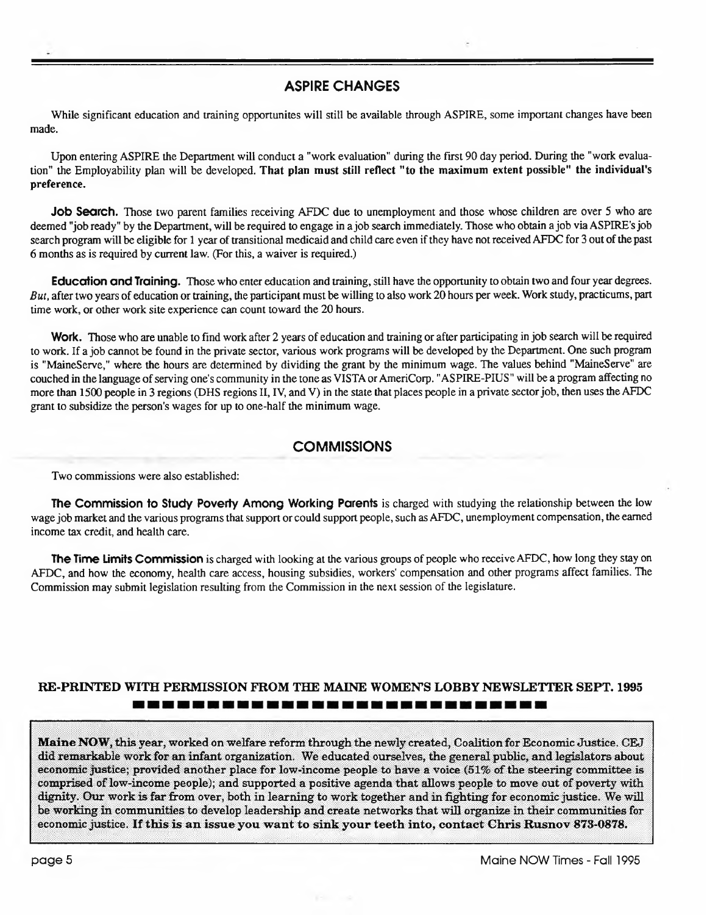## ASPIRE CHANGES

While significant education and training opportunites will still be available through ASPIRE, some important changes have been made.

Upon entering ASPIRE the Department will conduct a "work evaluation" during the first 90 day period. During the "work evaluation" the Employability plan will be developed. **That plan must still reflect "to the maximum extent possible" the individual's preference.**

**Job Search.** Those two parent families receiving AFDC due to unemployment and those whose children are over 5 who are deemed "job ready" by the Department, will be required to engage in a job search immediately. Those who obtain a job via ASPIRE's job search program will be eligible for 1 year of transitional medicaid and child care even if they have not received AFDC for 3 out of the past 6 months as is required by current law. (For this, a waiver is required.)

**Education and Training.** Those who enter education and training, still have the opportunity to obtain two and four year degrees. *But*, after two years of education or training, the participant must be willing to also work 20 hours per week. Work study, practicums, part time work, or other work site experience can count toward the 20 hours.

**Work.** Those who are unable to find work after 2 years of education and training or after participating in job search will be required to work. If a job cannot be found in the private sector, various work programs will be developed by the Department. One such program is "MaineServe," where the hours are determined by dividing the grant by the minimum wage. The values behind "MaineServe" are couched in the language of serving one's community in the tone as VISTA or AmeriCorp. "ASPIRE-PlUS" will be a program affecting no more than 1500 people in 3 regions (DHS regions II, IV, and V) in the state that places people in a private sector job, then uses the AFDC grant to subsidize the person's wages for up to one-half the minimum wage.

## COMMISSIONS

Two commissions were also established:

**The Commission to Study Poverty Among Working Parents** is charged with studying the relationship between the low wage job market and the various programs that support or could support people, such as AFDC, unemployment compensation, the earned income tax credit, and health care.

**The Time Limits Commission** is charged with looking at the various groups of people who receive AFDC, how long they stay on AFDC, and how the economy, health care access, housing subsidies, workers' compensation and other programs affect families. The Commission may submit legislation resulting from the Commission in the next session of the legislature.

**RE-PRINTED WITH PERMISSION FROM THE MAINE WOMEN'S LOBBY NEWSLETTER SEPT. 1995**

**Maine NOW**, this year, worked on welfare reform through the newly created, Coalition for Economic Justice. CEJ did remarkable work for an infant organization. We educated ourselves, the general public, and legislators about economic justice; provided another place for low-income people to have a voice (51% of the steering committee is comprised of low-income people); and supported a positive agenda that allows people to move out of poverty with dignity. Our work is far from over, both in learning to work together and in fighting for economic justice. We will be working in communities to develop leadership and create networks that will organize in their communities for economic justice. **If this is an issue you want to sink your teeth into, contact Chris Rusnov 873-0878.**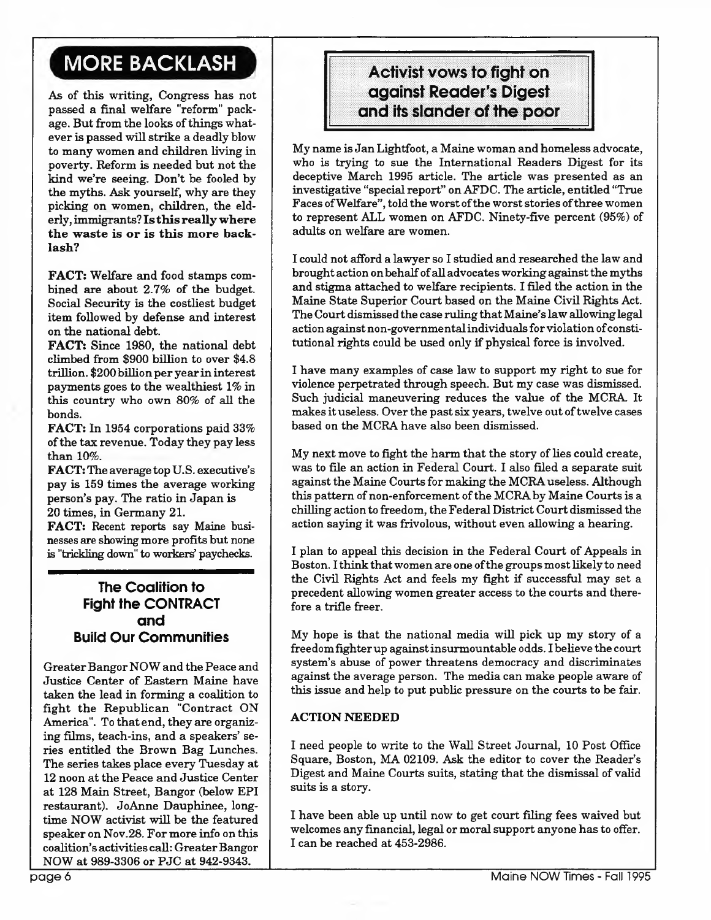## MORE BACKLASH

As of this writing, Congress has not passed a final welfare "reform" package. But from the looks of things whatever is passed will strike a deadly blow to many women and children living in poverty. Reform is needed but not the kind we're seeing. Don't be fooled by the myths. Ask yourself, why are they picking on women, children, the elderly, immigrants? **Is this really where the waste is or is this more backlash?**

**FACT:** Welfare and food stamps combined are about 2.7% of the budget. Social Security is the costliest budget item followed by defense and interest on the national debt.

**FACT:** Since 1980, the national debt climbed from $900 billion to over $4.8 trillion. $200 billion per year in interest payments goes to the wealthiest 1% in this country who own 80% of all the bonds.

**FACT:** In 1954 corporations paid 33% of the tax revenue. Today they pay less than 10%.

**FACT:** The average top U.S. executive's pay is 159 times the average working person's pay. The ratio in Japan is 20 times, in Germany 21.

**FACT:** Recent reports say Maine businesses are showing more profits but none is "trickling down" to workers' paychecks.

### The Coalition to Fight the CONTRACT and Build Our Communities

Greater Bangor NOW and the Peace and Justice Center of Eastern Maine have taken the lead in forming a coalition to fight the Republican "Contract ON America". To that end, they are organizing films, teach-ins, and a speakers' series entitled the Brown Bag Lunches. The series takes place every Tuesday at 12 noon at the Peace and Justice Center at 128 Main Street, Bangor (below EPI restaurant). JoAnne Dauphinee, long-time NOW activist will be the featured speaker on Nov.28. For more info on this coalition's activities call: Greater Bangor NOW at 989-3306 or PJC at 942-9343.

## Activist vows to fight on against Reader's Digest and its slander of the poor

My name is Jan Lightfoot, a Maine woman and homeless advocate, who is trying to sue the International Readers Digest for its deceptive March 1995 article. The article was presented as an investigative "special report" on AFDC. The article, entitled "True Faces of Welfare", told the worst of the worst stories of three women to represent ALL women on AFDC. Ninety-five percent (95%) of adults on welfare are women.

I could not afford a lawyer so I studied and researched the law and brought action on behalf of all advocates working against the myths and stigma attached to welfare recipients. I filed the action in the Maine State Superior Court based on the Maine Civil Rights Act. The Court dismissed the case ruling that Maine's law allowing legal action against non-governmental individuals for violation of constitutional rights could be used only if physical force is involved.

I have many examples of case law to support my right to sue for violence perpetrated through speech. But my case was dismissed. Such judicial maneuvering reduces the value of the MCRA. It makes it useless. Over the past six years, twelve out of twelve cases based on the MCRA have also been dismissed.

My next move to fight the harm that the story of lies could create, was to file an action in Federal Court. I also filed a separate suit against the Maine Courts for making the MCRA useless. Although this pattern of non-enforcement of the MCRA by Maine Courts is a chilling action to freedom, the Federal District Court dismissed the action saying it was frivolous, without even allowing a hearing.

I plan to appeal this decision in the Federal Court of Appeals in Boston. I think that women are one of the groups most likely to need the Civil Rights Act and feels my fight if successful may set a precedent allowing women greater access to the courts and therefore a trifle freer.

My hope is that the national media will pick up my story of a freedom fighter up against insurmountable odds. I believe the court system's abuse of power threatens democracy and discriminates against the average person. The media can make people aware of this issue and help to put public pressure on the courts to be fair.

### ACTION NEEDED

I need people to write to the Wall Street Journal, 10 Post Office Square, Boston, MA 02109. Ask the editor to cover the Reader's Digest and Maine Courts suits, stating that the dismissal of valid suits is a story.

I have been able up until now to get court filing fees waived but welcomes any financial, legal or moral support anyone has to offer. I can be reached at 453-2986.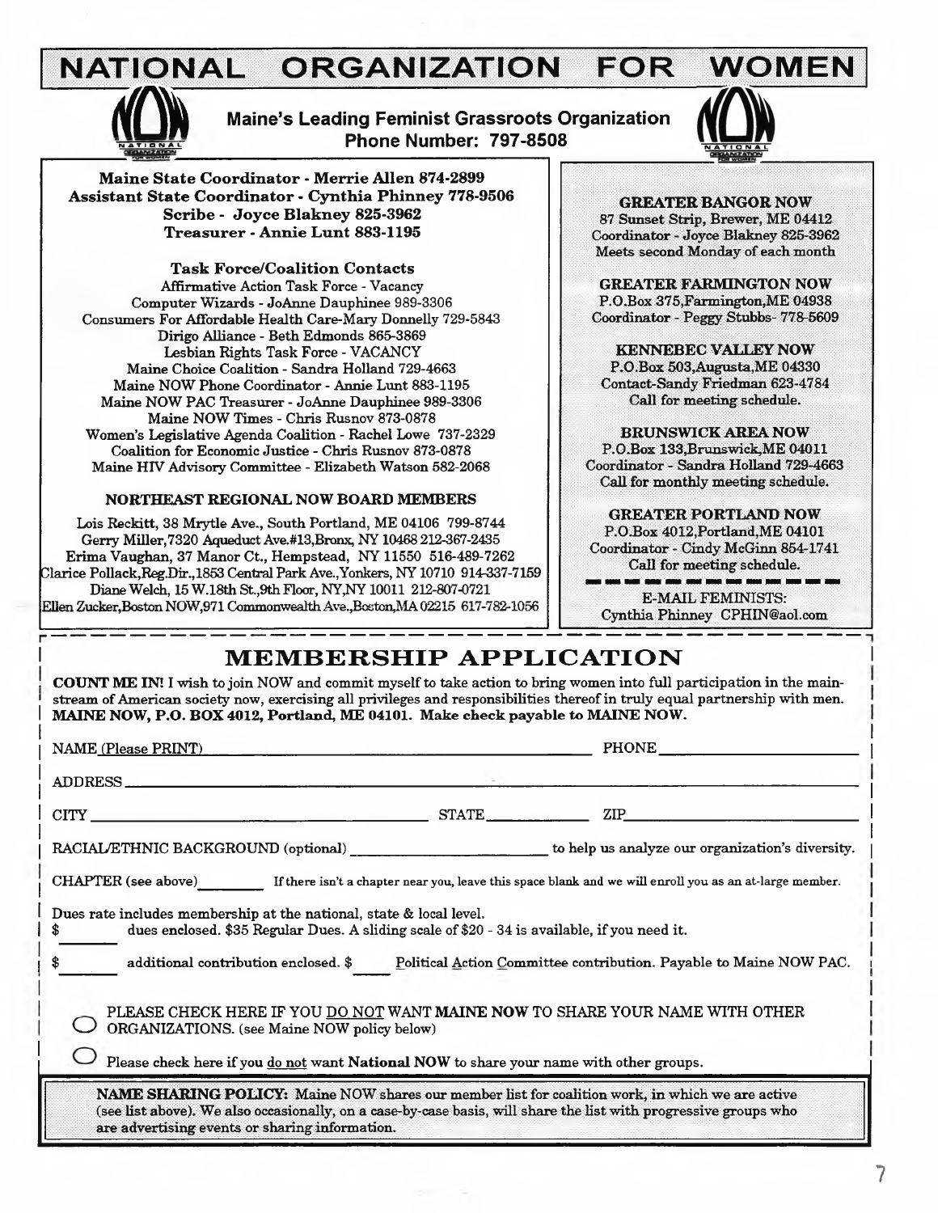# NATIONAL ORGANIZATION FOR WOMEN

**Maine's Leading Feminist Grassroots Organization**
**Phone Number: 797-8508**

**Maine State Coordinator - Merrie Allen 874-2899**
**Assistant State Coordinator - Cynthia Phinney 778-9506**
**Scribe - Joyce Blakney 825-3962**
**Treasurer - Annie Lunt 883-1195**

**Task Force/Coalition Contacts**

Affirmative Action Task Force - Vacancy
Computer Wizards - JoAnne Dauphinee 989-3306
Consumers For Affordable Health Care-Mary Donnelly 729-5843
Dirigo Alliance - Beth Edmonds 865-3869
Lesbian Rights Task Force - VACANCY
Maine Choice Coalition - Sandra Holland 729-4663
Maine NOW Phone Coordinator - Annie Lunt 883-1195
Maine NOW PAC Treasurer - JoAnne Dauphinee 989-3306
Maine NOW Times - Chris Rusnov 873-0878
Women's Legislative Agenda Coalition - Rachel Lowe 737-2329
Coalition for Economic Justice - Chris Rusnov 873-0878
Maine HIV Advisory Committee - Elizabeth Watson 582-2068

**NORTHEAST REGIONAL NOW BOARD MEMBERS**

Lois Reckitt, 38 Mrytle Ave., South Portland, ME 04106 799-8744
Gerry Miller,7320 Aqueduct Ave.#13,Bronx, NY 10468 212-367-2435
Erima Vaughan, 37 Manor Ct., Hempstead, NY 11550 516-489-7262
Clarice Pollack,Reg.Dir.,1853 Central Park Ave.,Yonkers, NY 10710 914-337-7159
Diane Welch, 15 W.18th St.,9th Floor, NY,NY 10011 212-807-0721
Ellen Zucker,Boston NOW,971 Commonwealth Ave.,Boston,MA 02215 617-782-1056

**GREATER BANGOR NOW**
87 Sunset Strip, Brewer, ME 04412
Coordinator - Joyce Blakney 825-3962
Meets second Monday of each month

**GREATER FARMINGTON NOW**
P.O.Box 375,Farmington,ME 04938
Coordinator - Peggy Stubbs- 778-5609

**KENNEBEC VALLEY NOW**
P.O.Box 503,Augusta,ME 04330
Contact-Sandy Friedman 623-4784
Call for meeting schedule.

**BRUNSWICK AREA NOW**
P.O.Box 133,Brunswick,ME 04011
Coordinator - Sandra Holland 729-4663
Call for monthly meeting schedule.

**GREATER PORTLAND NOW**
P.O.Box 4012,Portland,ME 04101
Coordinator - Cindy McGinn 854-1741
Call for meeting schedule.

E-MAIL FEMINISTS:
Cynthia Phinney CPHIN@aol.com

## MEMBERSHIP APPLICATION

**COUNT ME IN!** I wish to join NOW and commit myself to take action to bring women into full participation in the mainstream of American society now, exercising all privileges and responsibilities thereof in truly equal partnership with men. **MAINE NOW, P.O. BOX 4012, Portland, ME 04101. Make check payable to MAINE NOW.**

NAME (Please PRINT) ____________________ PHONE ____________

ADDRESS ____________________

CITY ____________________ STATE ____________ ZIP ____________

RACIAL/ETHNIC BACKGROUND (optional) ____________ to help us analyze our organization's diversity.

CHAPTER (see above) ________ If there isn't a chapter near you, leave this space blank and we will enroll you as an at-large member.

Dues rate includes membership at the national, state & local level.
$ ______ dues enclosed. $35 Regular Dues. A sliding scale of $20 - 34 is available, if you need it.

$ ______ additional contribution enclosed. $ ____ Political Action Committee contribution. Payable to Maine NOW PAC.

○ PLEASE CHECK HERE IF YOU DO NOT WANT **MAINE NOW** TO SHARE YOUR NAME WITH OTHER ORGANIZATIONS. (see Maine NOW policy below)

○ Please check here if you do not want **National NOW** to share your name with other groups.

**NAME SHARING POLICY:** Maine NOW shares our member list for coalition work, in which we are active (see list above). We also occasionally, on a case-by-case basis, will share the list with progressive groups who are advertising events or sharing information.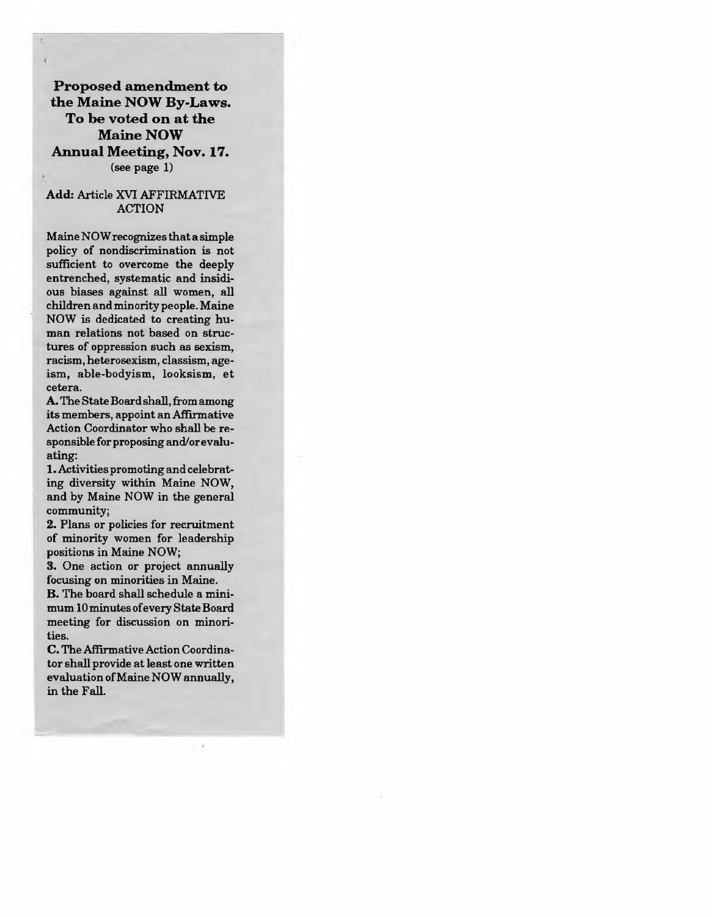**Proposed amendment to the Maine NOW By-Laws. To be voted on at the Maine NOW Annual Meeting, Nov. 17.**
(see page 1)

**Add:** Article XVI AFFIRMATIVE ACTION

Maine NOW recognizes that a simple policy of nondiscrimination is not sufficient to overcome the deeply entrenched, systematic and insidious biases against all women, all children and minority people. Maine NOW is dedicated to creating human relations not based on structures of oppression such as sexism, racism, heterosexism, classism, ageism, able-bodyism, looksism, et cetera.

**A.** The State Board shall, from among its members, appoint an Affirmative Action Coordinator who shall be responsible for proposing and/or evaluating:

**1.** Activities promoting and celebrating diversity within Maine NOW, and by Maine NOW in the general community;

**2.** Plans or policies for recruitment of minority women for leadership positions in Maine NOW;

**3.** One action or project annually focusing on minorities in Maine.

**B.** The board shall schedule a minimum 10 minutes of every State Board meeting for discussion on minorities.

**C.** The Affirmative Action Coordinator shall provide at least one written evaluation of Maine NOW annually, in the Fall.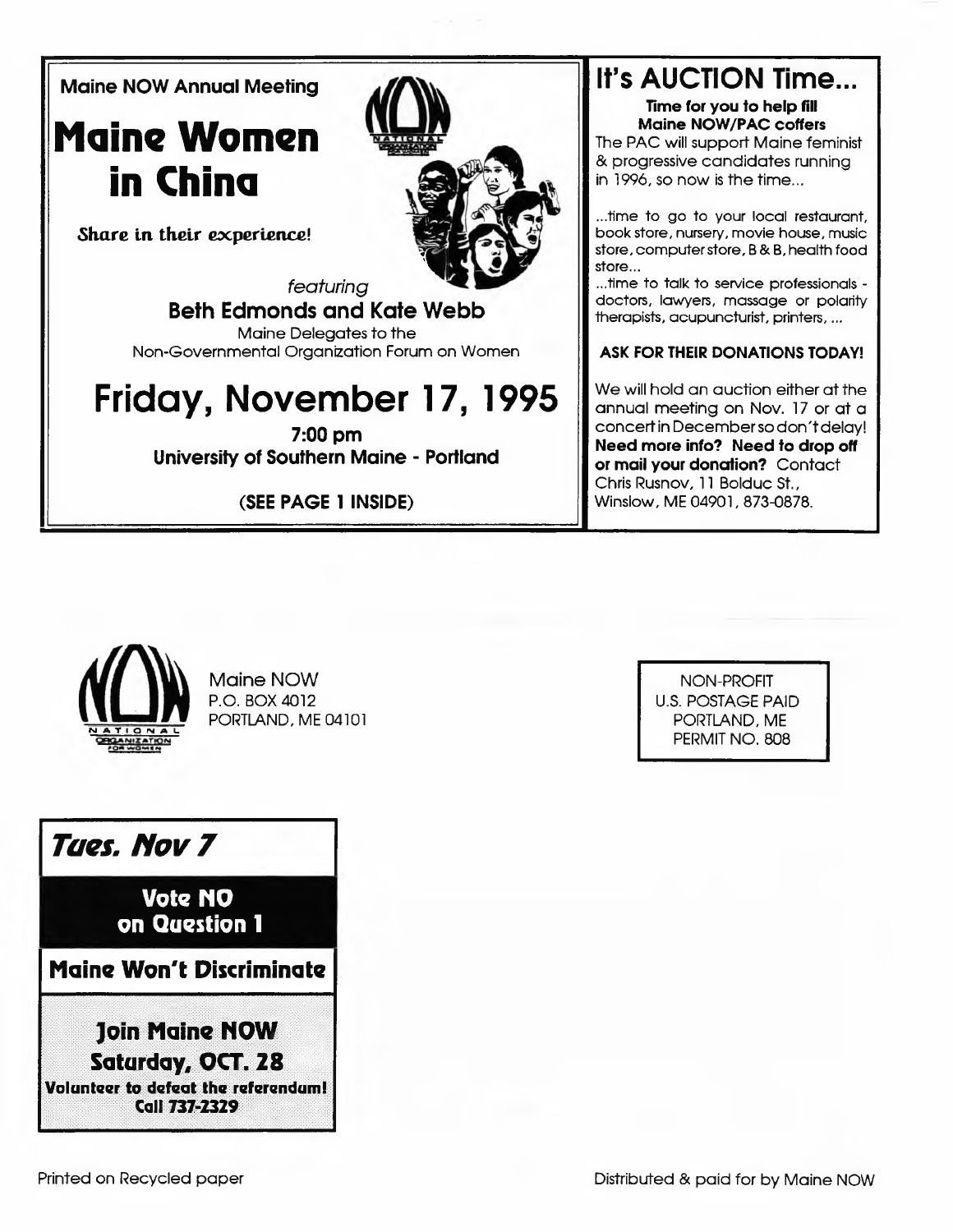Maine NOW Annual Meeting

# Maine Women in China

*Share in their experience!*

*featuring*

**Beth Edmonds and Kate Webb**

Maine Delegates to the Non-Governmental Organization Forum on Women

## Friday, November 17, 1995

**7:00 pm**

**University of Southern Maine - Portland**

**(SEE PAGE 1 INSIDE)**

## It's AUCTION Time...

**Time for you to help fill Maine NOW/PAC coffers**

The PAC will support Maine feminist & progressive candidates running in 1996, so now is the time...

...time to go to your local restaurant, book store, nursery, movie house, music store, computer store, B & B, health food store...

...time to talk to service professionals - doctors, lawyers, massage or polarity therapists, acupuncturist, printers, ...

**ASK FOR THEIR DONATIONS TODAY!**

We will hold an auction either at the annual meeting on Nov. 17 or at a concert in December so don't delay! **Need more info? Need to drop off or mail your donation?** Contact Chris Rusnov, 11 Bolduc St., Winslow, ME 04901, 873-0878.

Maine NOW
P.O. BOX 4012
PORTLAND, ME 04101

NON-PROFIT
U.S. POSTAGE PAID
PORTLAND, ME
PERMIT NO. 808

***Tues. Nov 7***

**Vote NO on Question 1**

**Maine Won't Discriminate**

**Join Maine NOW**
**Saturday, OCT. 28**
**Volunteer to defeat the referendum!**
**Call 737-2329**

Printed on Recycled paper

Distributed & paid for by Maine NOW